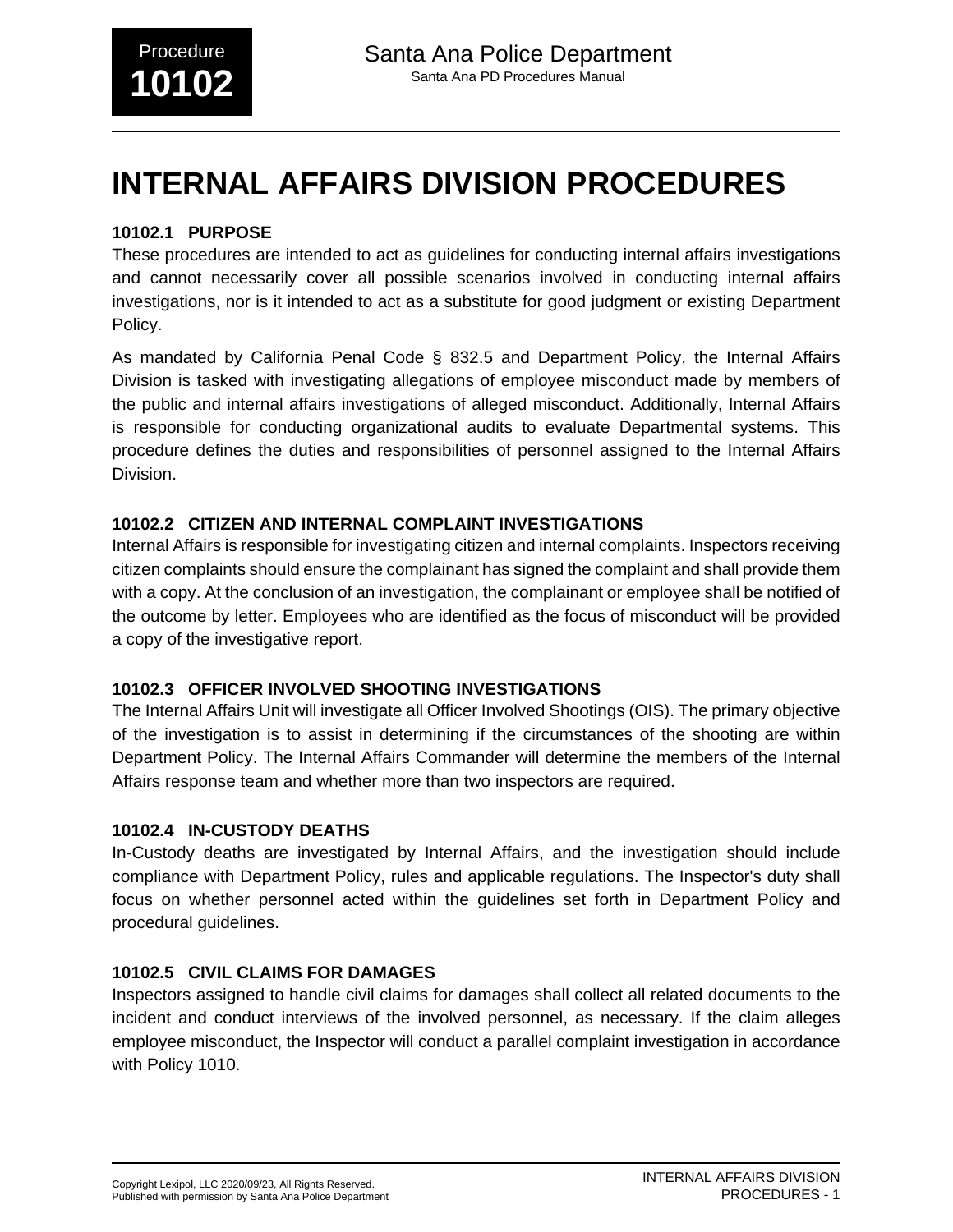Procedure **10102**

Santa Ana Police Department
Santa Ana PD Procedures Manual

# INTERNAL AFFAIRS DIVISION PROCEDURES

### 10102.1 PURPOSE

These procedures are intended to act as guidelines for conducting internal affairs investigations and cannot necessarily cover all possible scenarios involved in conducting internal affairs investigations, nor is it intended to act as a substitute for good judgment or existing Department Policy.

As mandated by California Penal Code § 832.5 and Department Policy, the Internal Affairs Division is tasked with investigating allegations of employee misconduct made by members of the public and internal affairs investigations of alleged misconduct. Additionally, Internal Affairs is responsible for conducting organizational audits to evaluate Departmental systems. This procedure defines the duties and responsibilities of personnel assigned to the Internal Affairs Division.

### 10102.2 CITIZEN AND INTERNAL COMPLAINT INVESTIGATIONS

Internal Affairs is responsible for investigating citizen and internal complaints. Inspectors receiving citizen complaints should ensure the complainant has signed the complaint and shall provide them with a copy. At the conclusion of an investigation, the complainant or employee shall be notified of the outcome by letter. Employees who are identified as the focus of misconduct will be provided a copy of the investigative report.

### 10102.3 OFFICER INVOLVED SHOOTING INVESTIGATIONS

The Internal Affairs Unit will investigate all Officer Involved Shootings (OIS). The primary objective of the investigation is to assist in determining if the circumstances of the shooting are within Department Policy. The Internal Affairs Commander will determine the members of the Internal Affairs response team and whether more than two inspectors are required.

### 10102.4 IN-CUSTODY DEATHS

In-Custody deaths are investigated by Internal Affairs, and the investigation should include compliance with Department Policy, rules and applicable regulations. The Inspector's duty shall focus on whether personnel acted within the guidelines set forth in Department Policy and procedural guidelines.

### 10102.5 CIVIL CLAIMS FOR DAMAGES

Inspectors assigned to handle civil claims for damages shall collect all related documents to the incident and conduct interviews of the involved personnel, as necessary. If the claim alleges employee misconduct, the Inspector will conduct a parallel complaint investigation in accordance with Policy 1010.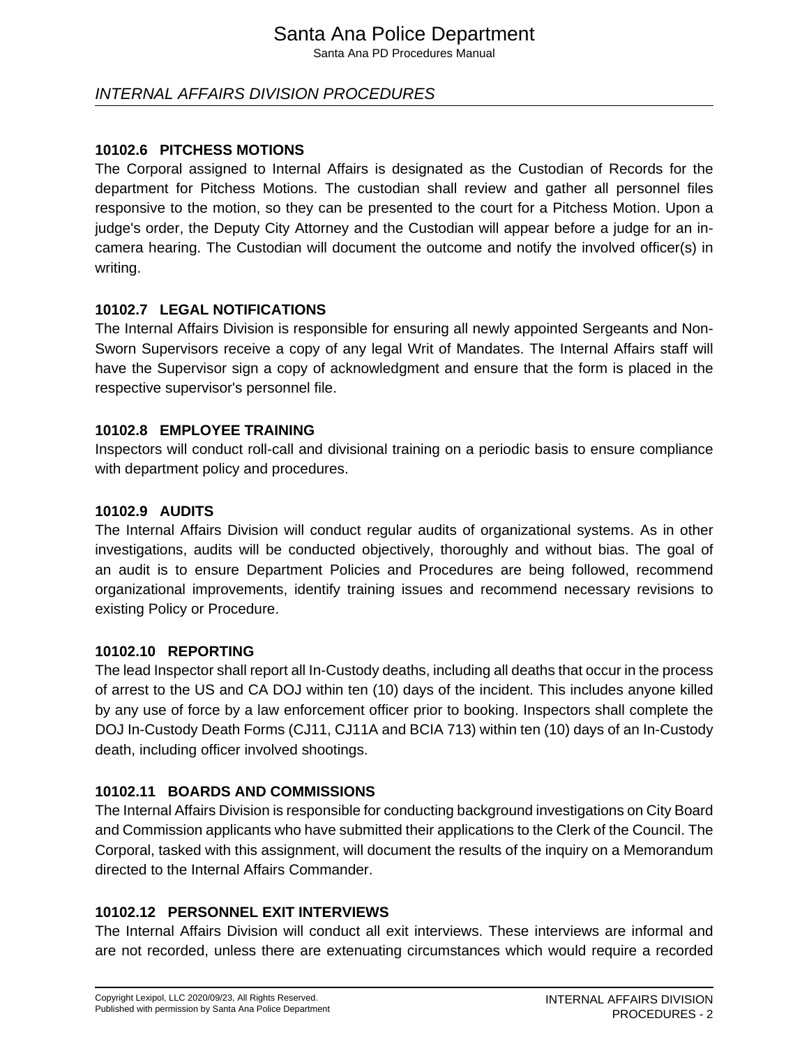## 10102.6 PITCHESS MOTIONS

The Corporal assigned to Internal Affairs is designated as the Custodian of Records for the department for Pitchess Motions. The custodian shall review and gather all personnel files responsive to the motion, so they can be presented to the court for a Pitchess Motion. Upon a judge's order, the Deputy City Attorney and the Custodian will appear before a judge for an in-camera hearing. The Custodian will document the outcome and notify the involved officer(s) in writing.

## 10102.7 LEGAL NOTIFICATIONS

The Internal Affairs Division is responsible for ensuring all newly appointed Sergeants and Non-Sworn Supervisors receive a copy of any legal Writ of Mandates. The Internal Affairs staff will have the Supervisor sign a copy of acknowledgment and ensure that the form is placed in the respective supervisor's personnel file.

## 10102.8 EMPLOYEE TRAINING

Inspectors will conduct roll-call and divisional training on a periodic basis to ensure compliance with department policy and procedures.

## 10102.9 AUDITS

The Internal Affairs Division will conduct regular audits of organizational systems. As in other investigations, audits will be conducted objectively, thoroughly and without bias. The goal of an audit is to ensure Department Policies and Procedures are being followed, recommend organizational improvements, identify training issues and recommend necessary revisions to existing Policy or Procedure.

## 10102.10 REPORTING

The lead Inspector shall report all In-Custody deaths, including all deaths that occur in the process of arrest to the US and CA DOJ within ten (10) days of the incident. This includes anyone killed by any use of force by a law enforcement officer prior to booking. Inspectors shall complete the DOJ In-Custody Death Forms (CJ11, CJ11A and BCIA 713) within ten (10) days of an In-Custody death, including officer involved shootings.

## 10102.11 BOARDS AND COMMISSIONS

The Internal Affairs Division is responsible for conducting background investigations on City Board and Commission applicants who have submitted their applications to the Clerk of the Council. The Corporal, tasked with this assignment, will document the results of the inquiry on a Memorandum directed to the Internal Affairs Commander.

## 10102.12 PERSONNEL EXIT INTERVIEWS

The Internal Affairs Division will conduct all exit interviews. These interviews are informal and are not recorded, unless there are extenuating circumstances which would require a recorded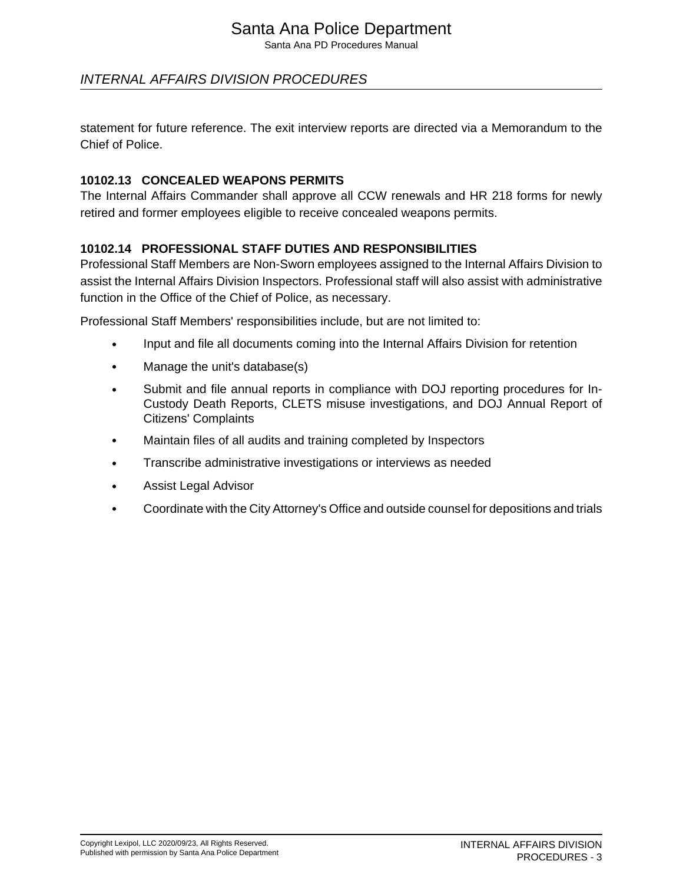statement for future reference. The exit interview reports are directed via a Memorandum to the Chief of Police.

### 10102.13 CONCEALED WEAPONS PERMITS

The Internal Affairs Commander shall approve all CCW renewals and HR 218 forms for newly retired and former employees eligible to receive concealed weapons permits.

### 10102.14 PROFESSIONAL STAFF DUTIES AND RESPONSIBILITIES

Professional Staff Members are Non-Sworn employees assigned to the Internal Affairs Division to assist the Internal Affairs Division Inspectors. Professional staff will also assist with administrative function in the Office of the Chief of Police, as necessary.

Professional Staff Members' responsibilities include, but are not limited to:

- Input and file all documents coming into the Internal Affairs Division for retention
- Manage the unit's database(s)
- Submit and file annual reports in compliance with DOJ reporting procedures for In-Custody Death Reports, CLETS misuse investigations, and DOJ Annual Report of Citizens' Complaints
- Maintain files of all audits and training completed by Inspectors
- Transcribe administrative investigations or interviews as needed
- Assist Legal Advisor
- Coordinate with the City Attorney's Office and outside counsel for depositions and trials